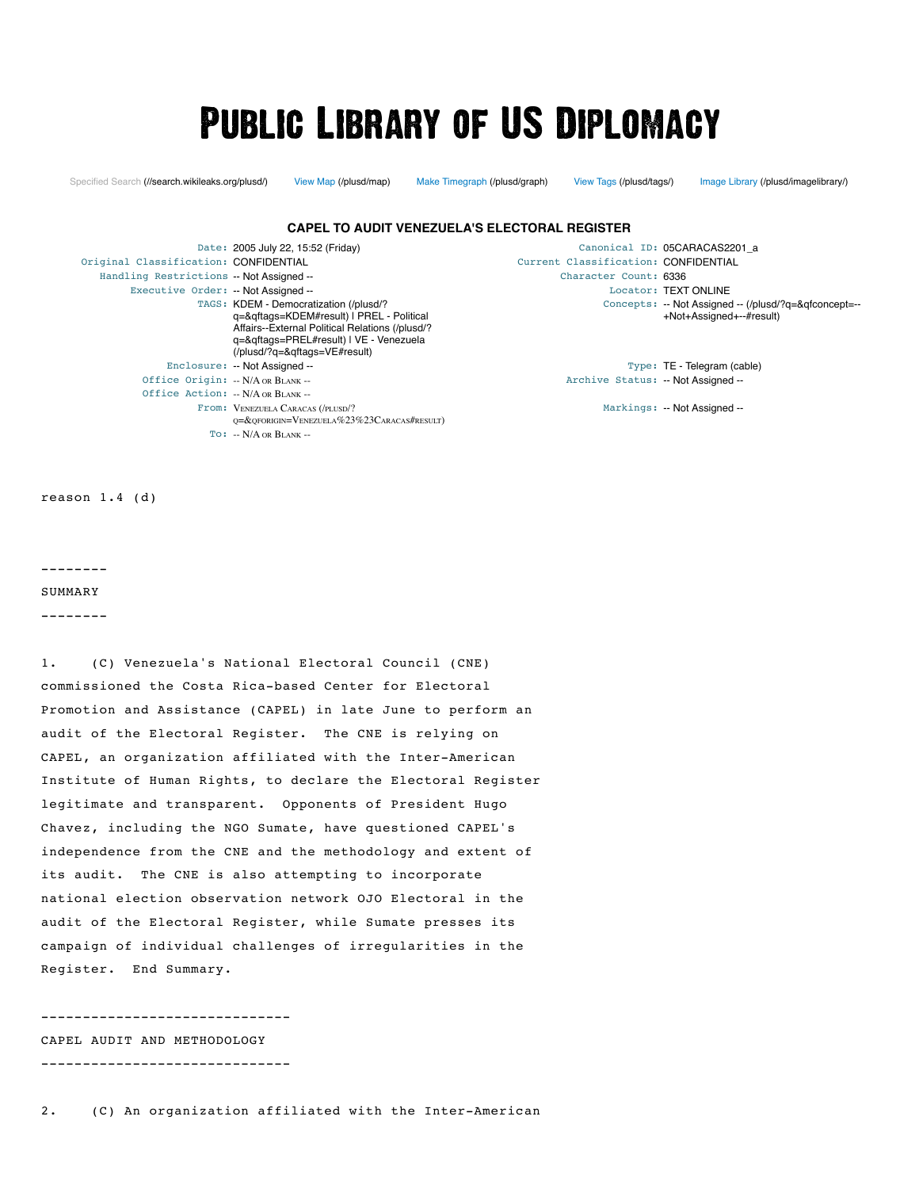# Public Library of US Diplomacy

Specified Search (//search.wikileaks.org/plusd/) View Map (/plusd/map) Make Timegraph (/plusd/graph) View Tags (/plusd/tags/) Image Library (/plusd/imagelibrary/)

## CAPEL TO AUDIT VENEZUELA'S ELECTORAL REGISTER

| | | | |
|---|---|---|---|
| Date: | 2005 July 22, 15:52 (Friday) | Canonical ID: | 05CARACAS2201_a |
| Original Classification: | CONFIDENTIAL | Current Classification: | CONFIDENTIAL |
| Handling Restrictions | -- Not Assigned -- | Character Count: | 6336 |
| Executive Order: | -- Not Assigned -- | Locator: | TEXT ONLINE |
| TAGS: | KDEM - Democratization (/plusd/?q=&qftags=KDEM#result) \| PREL - Political Affairs--External Political Relations (/plusd/?q=&qftags=PREL#result) \| VE - Venezuela (/plusd/?q=&qftags=VE#result) | Concepts: | -- Not Assigned -- (/plusd/?q=&qfconcept=--+Not+Assigned+--#result) |
| Enclosure: | -- Not Assigned -- | Type: | TE - Telegram (cable) |
| Office Origin: | -- N/A or Blank -- | Archive Status: | -- Not Assigned -- |
| Office Action: | -- N/A or Blank -- | | |
| From: | Venezuela Caracas (/plusd/?q=&qforigin=Venezuela%23%23Caracas#result) | Markings: | -- Not Assigned -- |
| To: | -- N/A or Blank -- | | |

reason 1.4 (d)

--------

SUMMARY

--------

1. (C) Venezuela's National Electoral Council (CNE) commissioned the Costa Rica-based Center for Electoral Promotion and Assistance (CAPEL) in late June to perform an audit of the Electoral Register. The CNE is relying on CAPEL, an organization affiliated with the Inter-American Institute of Human Rights, to declare the Electoral Register legitimate and transparent. Opponents of President Hugo Chavez, including the NGO Sumate, have questioned CAPEL's independence from the CNE and the methodology and extent of its audit. The CNE is also attempting to incorporate national election observation network OJO Electoral in the audit of the Electoral Register, while Sumate presses its campaign of individual challenges of irregularities in the Register. End Summary.

------------------------------

CAPEL AUDIT AND METHODOLOGY

------------------------------

2. (C) An organization affiliated with the Inter-American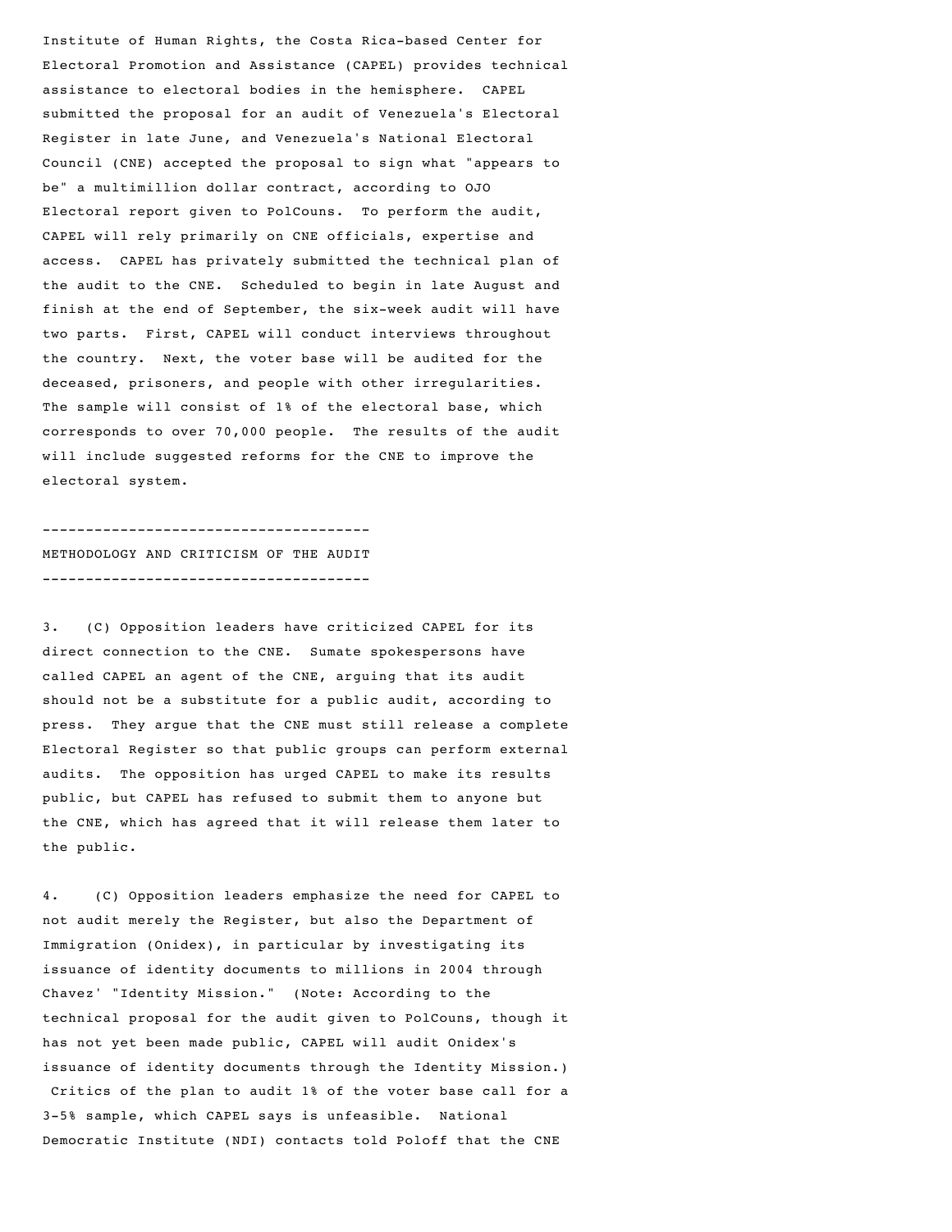Institute of Human Rights, the Costa Rica-based Center for Electoral Promotion and Assistance (CAPEL) provides technical assistance to electoral bodies in the hemisphere. CAPEL submitted the proposal for an audit of Venezuela's Electoral Register in late June, and Venezuela's National Electoral Council (CNE) accepted the proposal to sign what "appears to be" a multimillion dollar contract, according to OJO Electoral report given to PolCouns. To perform the audit, CAPEL will rely primarily on CNE officials, expertise and access. CAPEL has privately submitted the technical plan of the audit to the CNE. Scheduled to begin in late August and finish at the end of September, the six-week audit will have two parts. First, CAPEL will conduct interviews throughout the country. Next, the voter base will be audited for the deceased, prisoners, and people with other irregularities. The sample will consist of 1% of the electoral base, which corresponds to over 70,000 people. The results of the audit will include suggested reforms for the CNE to improve the electoral system.

-------------------------------------
METHODOLOGY AND CRITICISM OF THE AUDIT
-------------------------------------

3. (C) Opposition leaders have criticized CAPEL for its direct connection to the CNE. Sumate spokespersons have called CAPEL an agent of the CNE, arguing that its audit should not be a substitute for a public audit, according to press. They argue that the CNE must still release a complete Electoral Register so that public groups can perform external audits. The opposition has urged CAPEL to make its results public, but CAPEL has refused to submit them to anyone but the CNE, which has agreed that it will release them later to the public.

4. (C) Opposition leaders emphasize the need for CAPEL to not audit merely the Register, but also the Department of Immigration (Onidex), in particular by investigating its issuance of identity documents to millions in 2004 through Chavez' "Identity Mission." (Note: According to the technical proposal for the audit given to PolCouns, though it has not yet been made public, CAPEL will audit Onidex's issuance of identity documents through the Identity Mission.) Critics of the plan to audit 1% of the voter base call for a 3-5% sample, which CAPEL says is unfeasible. National Democratic Institute (NDI) contacts told Poloff that the CNE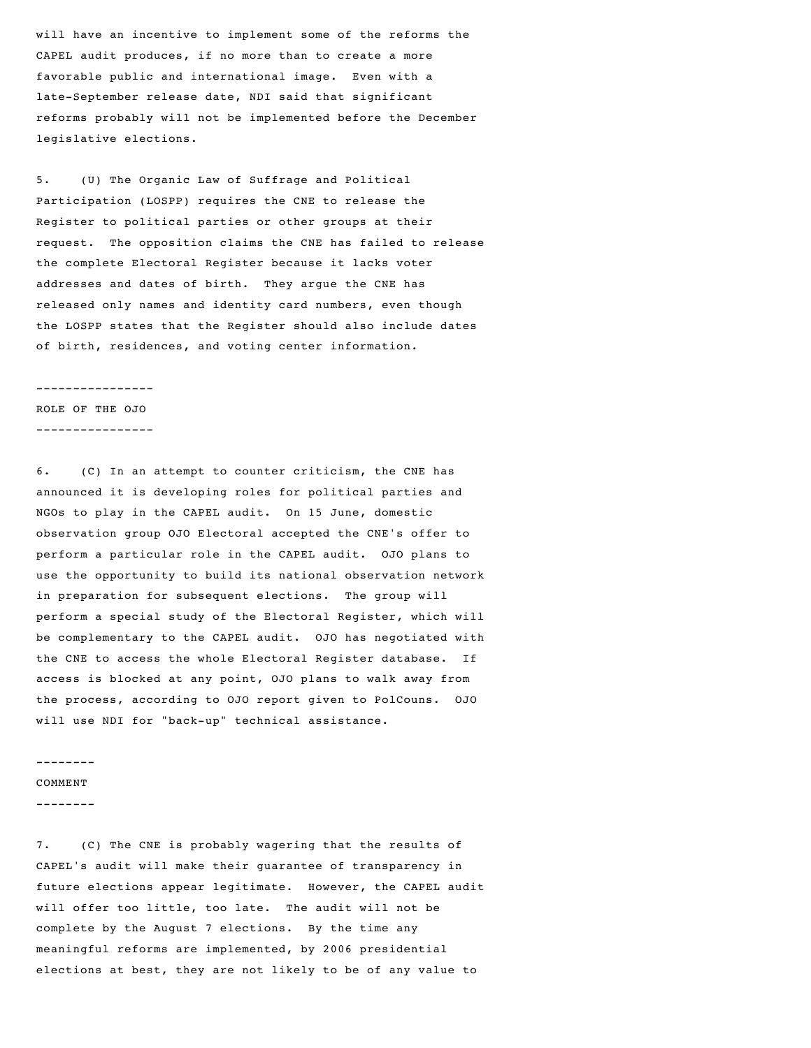will have an incentive to implement some of the reforms the CAPEL audit produces, if no more than to create a more favorable public and international image. Even with a late-September release date, NDI said that significant reforms probably will not be implemented before the December legislative elections.

5. (U) The Organic Law of Suffrage and Political Participation (LOSPP) requires the CNE to release the Register to political parties or other groups at their request. The opposition claims the CNE has failed to release the complete Electoral Register because it lacks voter addresses and dates of birth. They argue the CNE has released only names and identity card numbers, even though the LOSPP states that the Register should also include dates of birth, residences, and voting center information.

## ROLE OF THE OJO

6. (C) In an attempt to counter criticism, the CNE has announced it is developing roles for political parties and NGOs to play in the CAPEL audit. On 15 June, domestic observation group OJO Electoral accepted the CNE's offer to perform a particular role in the CAPEL audit. OJO plans to use the opportunity to build its national observation network in preparation for subsequent elections. The group will perform a special study of the Electoral Register, which will be complementary to the CAPEL audit. OJO has negotiated with the CNE to access the whole Electoral Register database. If access is blocked at any point, OJO plans to walk away from the process, according to OJO report given to PolCouns. OJO will use NDI for "back-up" technical assistance.

## COMMENT

7. (C) The CNE is probably wagering that the results of CAPEL's audit will make their guarantee of transparency in future elections appear legitimate. However, the CAPEL audit will offer too little, too late. The audit will not be complete by the August 7 elections. By the time any meaningful reforms are implemented, by 2006 presidential elections at best, they are not likely to be of any value to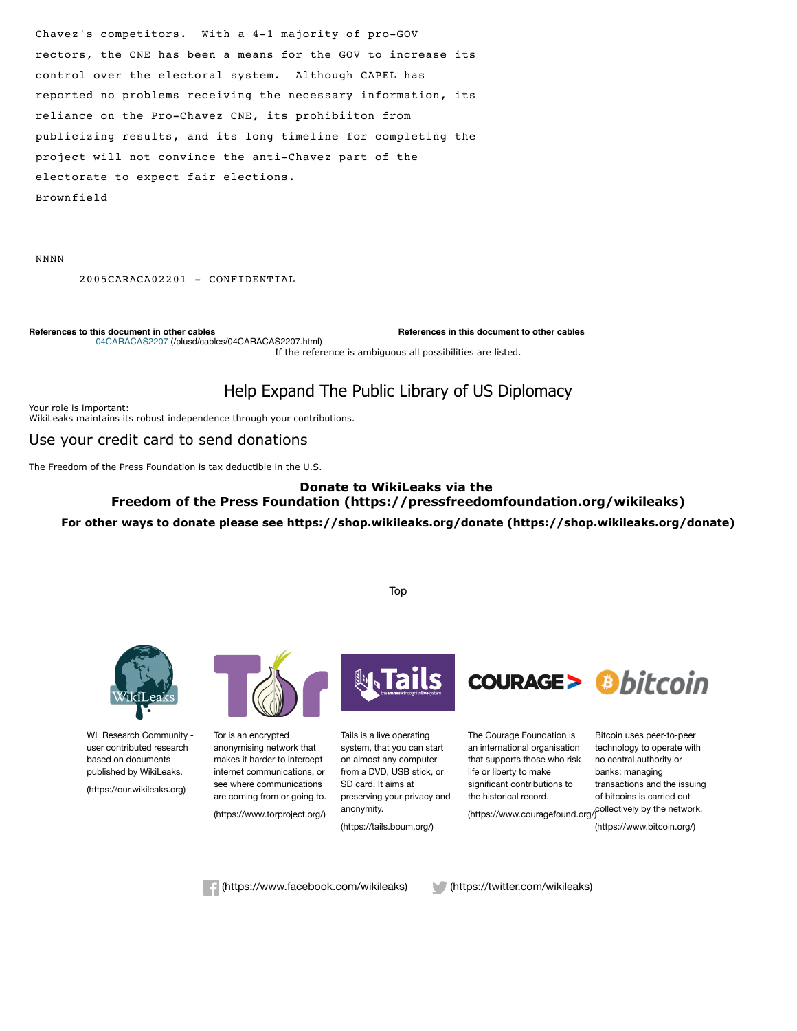```
Chavez's competitors.  With a 4-1 majority of pro-GOV
rectors, the CNE has been a means for the GOV to increase its
control over the electoral system.  Although CAPEL has
reported no problems receiving the necessary information, its
reliance on the Pro-Chavez CNE, its prohibiiton from
publicizing results, and its long timeline for completing the
project will not convince the anti-Chavez part of the
electorate to expect fair elections.
Brownfield


NNNN

       2005CARACA02201 - CONFIDENTIAL
```

**References to this document in other cables**

04CARACAS2207 (/plusd/cables/04CARACAS2207.html)

**References in this document to other cables**

If the reference is ambiguous all possibilities are listed.

## Help Expand The Public Library of US Diplomacy

Your role is important:
WikiLeaks maintains its robust independence through your contributions.

### Use your credit card to send donations

The Freedom of the Press Foundation is tax deductible in the U.S.

**Donate to WikiLeaks via the Freedom of the Press Foundation (https://pressfreedomfoundation.org/wikileaks)**

**For other ways to donate please see https://shop.wikileaks.org/donate (https://shop.wikileaks.org/donate)**

Top

WL Research Community - user contributed research based on documents published by WikiLeaks.

(https://our.wikileaks.org)

Tor is an encrypted anonymising network that makes it harder to intercept internet communications, or see where communications are coming from or going to.

(https://www.torproject.org/)

Tails is a live operating system, that you can start on almost any computer from a DVD, USB stick, or SD card. It aims at preserving your privacy and anonymity.

(https://tails.boum.org/)

The Courage Foundation is an international organisation that supports those who risk life or liberty to make significant contributions to the historical record.

(https://www.couragefound.org/)

Bitcoin uses peer-to-peer technology to operate with no central authority or banks; managing transactions and the issuing of bitcoins is carried out collectively by the network.

(https://www.bitcoin.org/)

(https://www.facebook.com/wikileaks) (https://twitter.com/wikileaks)